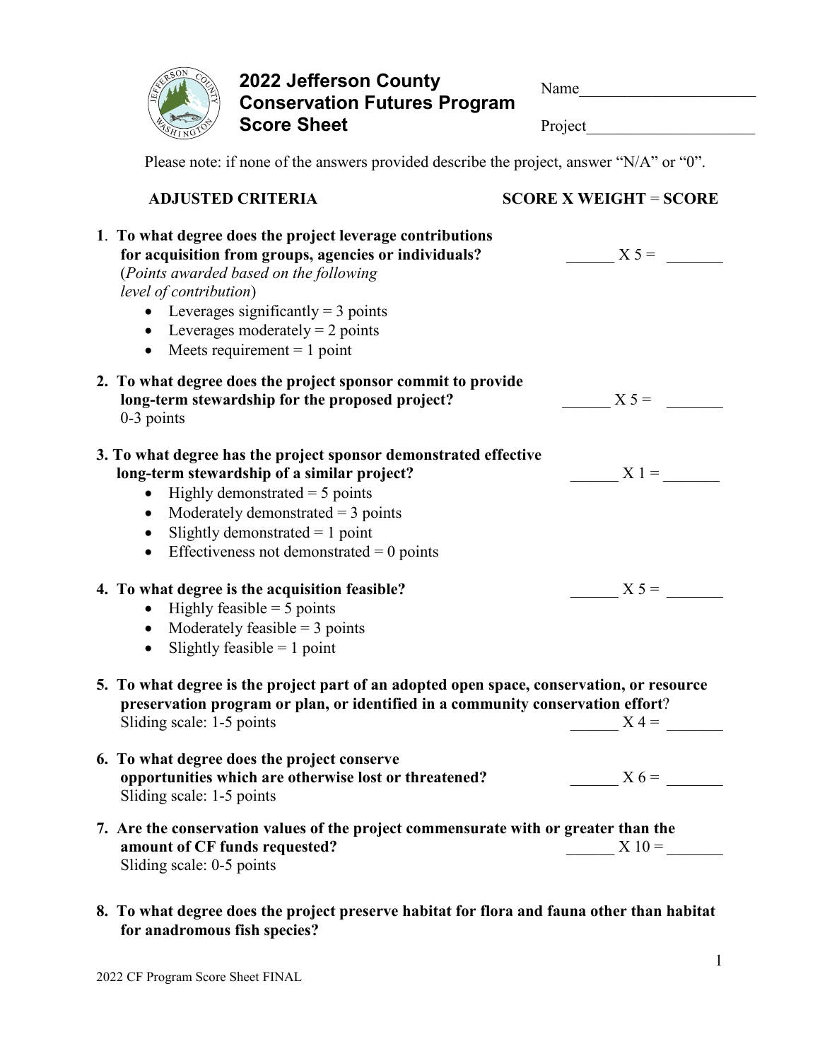# 2022 Jefferson County Conservation Futures Program Score Sheet

Name______________________

Project_____________________

Please note: if none of the answers provided describe the project, answer "N/A" or "0".

**ADJUSTED CRITERIA** **SCORE X WEIGHT = SCORE**

**1. To what degree does the project leverage contributions for acquisition from groups, agencies or individuals?** ______ X 5 = _______
(*Points awarded based on the following level of contribution*)

- Leverages significantly = 3 points
- Leverages moderately = 2 points
- Meets requirement = 1 point

**2. To what degree does the project sponsor commit to provide long-term stewardship for the proposed project?** ______ X 5 = _______
0-3 points

**3. To what degree has the project sponsor demonstrated effective long-term stewardship of a similar project?** ______ X 1 = _______

- Highly demonstrated = 5 points
- Moderately demonstrated = 3 points
- Slightly demonstrated = 1 point
- Effectiveness not demonstrated = 0 points

**4. To what degree is the acquisition feasible?** ______ X 5 = _______

- Highly feasible = 5 points
- Moderately feasible = 3 points
- Slightly feasible = 1 point

**5. To what degree is the project part of an adopted open space, conservation, or resource preservation program or plan, or identified in a community conservation effort?**
Sliding scale: 1-5 points ______ X 4 = _______

**6. To what degree does the project conserve opportunities which are otherwise lost or threatened?** ______ X 6 = _______
Sliding scale: 1-5 points

**7. Are the conservation values of the project commensurate with or greater than the amount of CF funds requested?** ______ X 10 = _______
Sliding scale: 0-5 points

**8. To what degree does the project preserve habitat for flora and fauna other than habitat for anadromous fish species?**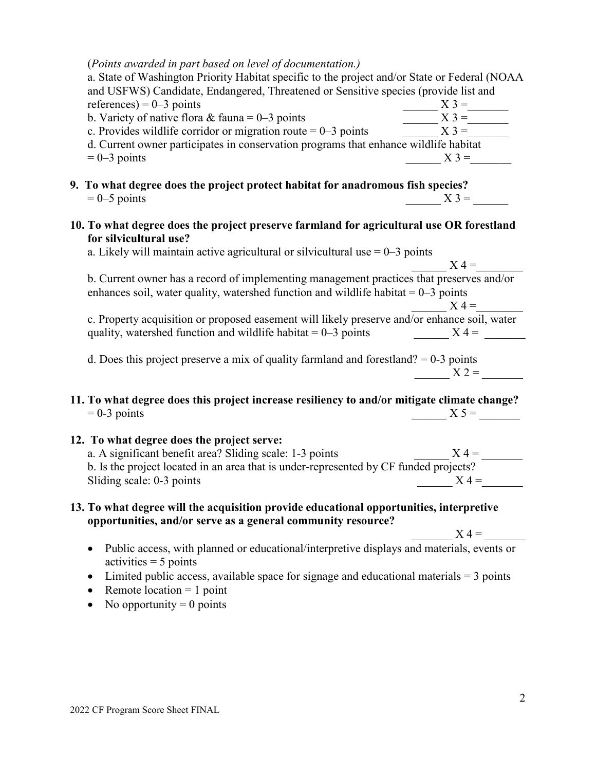(*Points awarded in part based on level of documentation.)*

a. State of Washington Priority Habitat specific to the project and/or State or Federal (NOAA and USFWS) Candidate, Endangered, Threatened or Sensitive species (provide list and references) = 0–3 points ______ X 3 =_______

b. Variety of native flora & fauna = 0–3 points ______ X 3 =_______

c. Provides wildlife corridor or migration route = 0–3 points ______ X 3 =_______

d. Current owner participates in conservation programs that enhance wildlife habitat = 0–3 points ______ X 3 =_______

**9. To what degree does the project protect habitat for anadromous fish species?**
= 0–5 points ______ X 3 = ______

**10. To what degree does the project preserve farmland for agricultural use OR forestland for silvicultural use?**

a. Likely will maintain active agricultural or silvicultural use = 0–3 points ______ X 4 =________

b. Current owner has a record of implementing management practices that preserves and/or enhances soil, water quality, watershed function and wildlife habitat = 0–3 points ______ X 4 =________

c. Property acquisition or proposed easement will likely preserve and/or enhance soil, water quality, watershed function and wildlife habitat = 0–3 points ______ X 4 = _______

d. Does this project preserve a mix of quality farmland and forestland? = 0-3 points ______ X 2 = _______

**11. To what degree does this project increase resiliency to and/or mitigate climate change?**
= 0-3 points ______ X 5 = _______

**12. To what degree does the project serve:**

a. A significant benefit area? Sliding scale: 1-3 points ______ X 4 = _______

b. Is the project located in an area that is under-represented by CF funded projects? Sliding scale: 0-3 points ______ X 4 =_______

**13. To what degree will the acquisition provide educational opportunities, interpretive opportunities, and/or serve as a general community resource?**
_______ X 4 = _______

- Public access, with planned or educational/interpretive displays and materials, events or activities = 5 points
- Limited public access, available space for signage and educational materials = 3 points
- Remote location = 1 point
- No opportunity = 0 points

2022 CF Program Score Sheet FINAL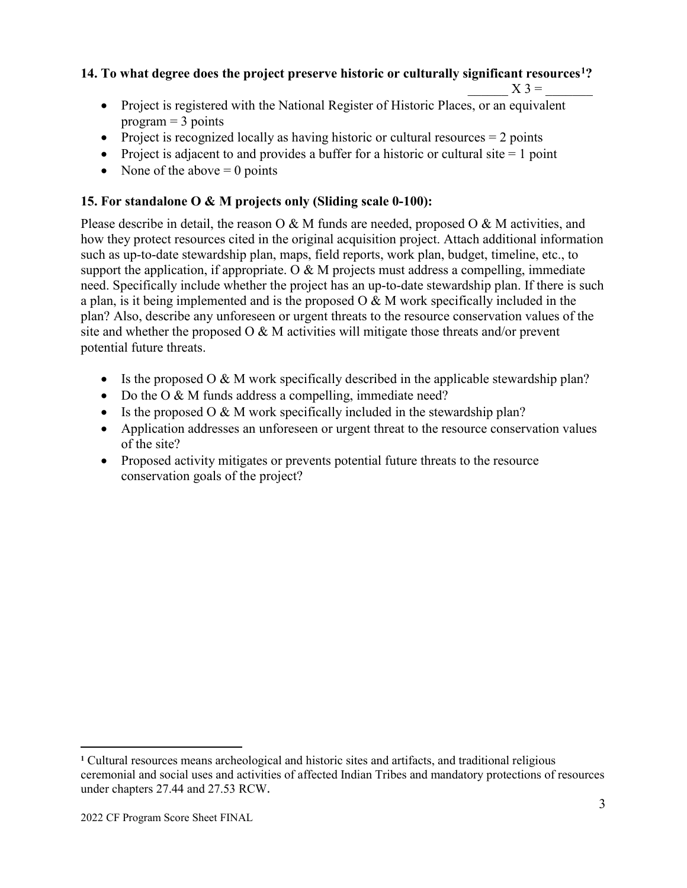**14. To what degree does the project preserve historic or culturally significant resources[1]?**

\_\_\_\_\_\_ X 3 = \_\_\_\_\_\_\_

- Project is registered with the National Register of Historic Places, or an equivalent program = 3 points
- Project is recognized locally as having historic or cultural resources = 2 points
- Project is adjacent to and provides a buffer for a historic or cultural site = 1 point
- None of the above = 0 points

**15. For standalone O & M projects only (Sliding scale 0-100):**

Please describe in detail, the reason O & M funds are needed, proposed O & M activities, and how they protect resources cited in the original acquisition project. Attach additional information such as up-to-date stewardship plan, maps, field reports, work plan, budget, timeline, etc., to support the application, if appropriate. O & M projects must address a compelling, immediate need. Specifically include whether the project has an up-to-date stewardship plan. If there is such a plan, is it being implemented and is the proposed O & M work specifically included in the plan? Also, describe any unforeseen or urgent threats to the resource conservation values of the site and whether the proposed O & M activities will mitigate those threats and/or prevent potential future threats.

- Is the proposed O & M work specifically described in the applicable stewardship plan?
- Do the O & M funds address a compelling, immediate need?
- Is the proposed O & M work specifically included in the stewardship plan?
- Application addresses an unforeseen or urgent threat to the resource conservation values of the site?
- Proposed activity mitigates or prevents potential future threats to the resource conservation goals of the project?

[1] Cultural resources means archeological and historic sites and artifacts, and traditional religious ceremonial and social uses and activities of affected Indian Tribes and mandatory protections of resources under chapters 27.44 and 27.53 RCW.